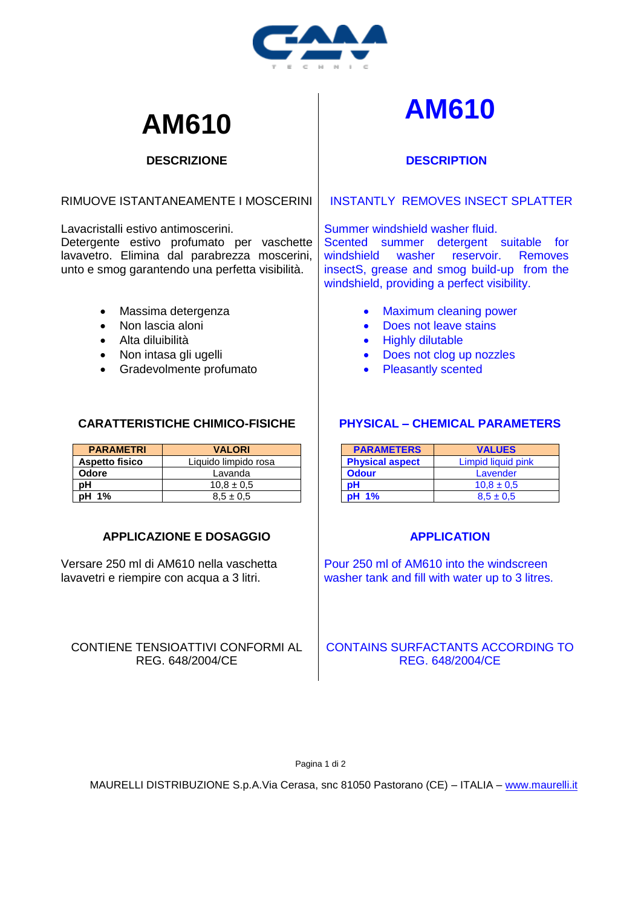# AM610

## DESCRIZIONE

RIMUOVE ISTANTANEAMENTE I MOSCERINI

Lavacristalli estivo antimoscerini.
Detergente estivo profumato per vaschette lavavetro. Elimina dal parabrezza moscerini, unto e smog garantendo una perfetta visibilità.

- Massima detergenza
- Non lascia aloni
- Alta diluibilità
- Non intasa gli ugelli
- Gradevolmente profumato

## CARATTERISTICHE CHIMICO-FISICHE

| PARAMETRI | VALORI |
| --- | --- |
| **Aspetto fisico** | Liquido limpido rosa |
| **Odore** | Lavanda |
| **pH** | 10,8 ± 0,5 |
| **pH 1%** | 8,5 ± 0,5 |

## APPLICAZIONE E DOSAGGIO

Versare 250 ml di AM610 nella vaschetta lavavetri e riempire con acqua a 3 litri.

CONTIENE TENSIOATTIVI CONFORMI AL REG. 648/2004/CE

# AM610

## DESCRIPTION

INSTANTLY REMOVES INSECT SPLATTER

Summer windshield washer fluid.
Scented summer detergent suitable for windshield washer reservoir. Removes insectS, grease and smog build-up from the windshield, providing a perfect visibility.

- Maximum cleaning power
- Does not leave stains
- Highly dilutable
- Does not clog up nozzles
- Pleasantly scented

## PHYSICAL – CHEMICAL PARAMETERS

| PARAMETERS | VALUES |
| --- | --- |
| **Physical aspect** | Limpid liquid pink |
| **Odour** | Lavender |
| **pH** | 10,8 ± 0,5 |
| **pH 1%** | 8,5 ± 0,5 |

## APPLICATION

Pour 250 ml of AM610 into the windscreen washer tank and fill with water up to 3 litres.

CONTAINS SURFACTANTS ACCORDING TO REG. 648/2004/CE

MAURELLI DISTRIBUZIONE S.p.A.Via Cerasa, snc 81050 Pastorano (CE) – ITALIA – www.maurelli.it